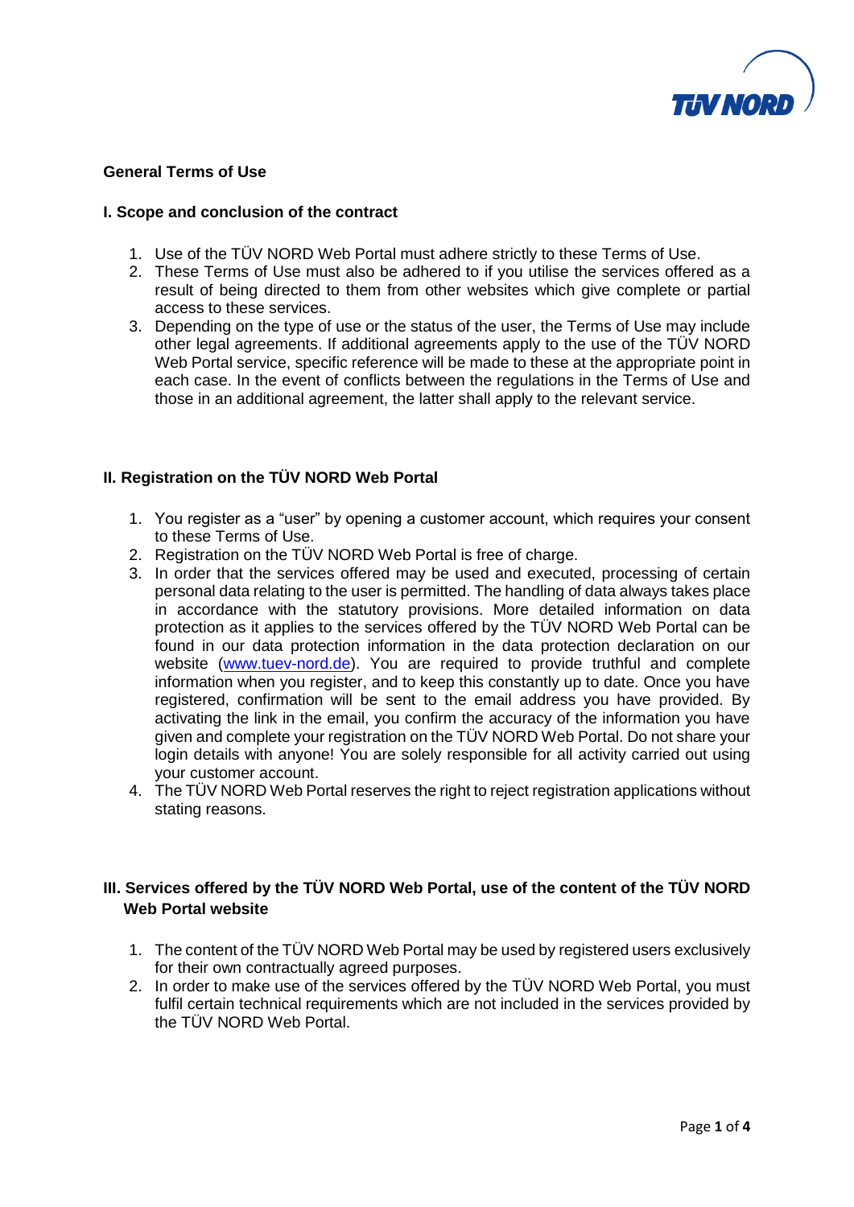# General Terms of Use

## I. Scope and conclusion of the contract

1. Use of the TÜV NORD Web Portal must adhere strictly to these Terms of Use.
2. These Terms of Use must also be adhered to if you utilise the services offered as a result of being directed to them from other websites which give complete or partial access to these services.
3. Depending on the type of use or the status of the user, the Terms of Use may include other legal agreements. If additional agreements apply to the use of the TÜV NORD Web Portal service, specific reference will be made to these at the appropriate point in each case. In the event of conflicts between the regulations in the Terms of Use and those in an additional agreement, the latter shall apply to the relevant service.

## II. Registration on the TÜV NORD Web Portal

1. You register as a "user" by opening a customer account, which requires your consent to these Terms of Use.
2. Registration on the TÜV NORD Web Portal is free of charge.
3. In order that the services offered may be used and executed, processing of certain personal data relating to the user is permitted. The handling of data always takes place in accordance with the statutory provisions. More detailed information on data protection as it applies to the services offered by the TÜV NORD Web Portal can be found in our data protection information in the data protection declaration on our website ([www.tuev-nord.de](www.tuev-nord.de)). You are required to provide truthful and complete information when you register, and to keep this constantly up to date. Once you have registered, confirmation will be sent to the email address you have provided. By activating the link in the email, you confirm the accuracy of the information you have given and complete your registration on the TÜV NORD Web Portal. Do not share your login details with anyone! You are solely responsible for all activity carried out using your customer account.
4. The TÜV NORD Web Portal reserves the right to reject registration applications without stating reasons.

## III. Services offered by the TÜV NORD Web Portal, use of the content of the TÜV NORD Web Portal website

1. The content of the TÜV NORD Web Portal may be used by registered users exclusively for their own contractually agreed purposes.
2. In order to make use of the services offered by the TÜV NORD Web Portal, you must fulfil certain technical requirements which are not included in the services provided by the TÜV NORD Web Portal.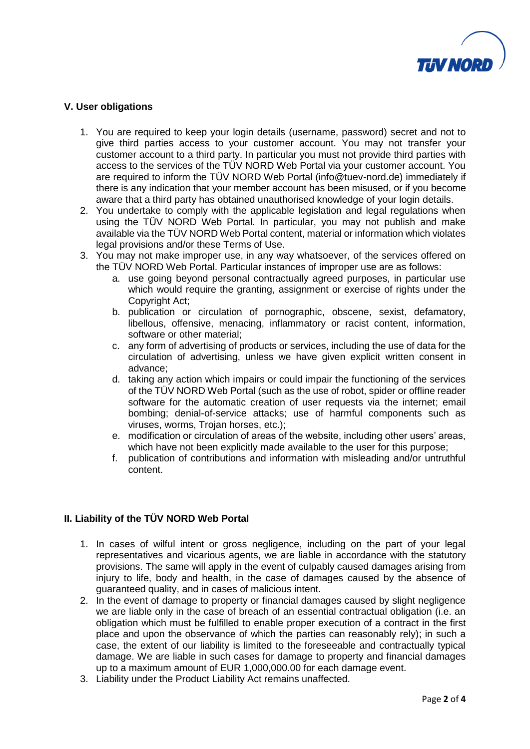## V. User obligations

1. You are required to keep your login details (username, password) secret and not to give third parties access to your customer account. You may not transfer your customer account to a third party. In particular you must not provide third parties with access to the services of the TÜV NORD Web Portal via your customer account. You are required to inform the TÜV NORD Web Portal (info@tuev-nord.de) immediately if there is any indication that your member account has been misused, or if you become aware that a third party has obtained unauthorised knowledge of your login details.
2. You undertake to comply with the applicable legislation and legal regulations when using the TÜV NORD Web Portal. In particular, you may not publish and make available via the TÜV NORD Web Portal content, material or information which violates legal provisions and/or these Terms of Use.
3. You may not make improper use, in any way whatsoever, of the services offered on the TÜV NORD Web Portal. Particular instances of improper use are as follows:
   a. use going beyond personal contractually agreed purposes, in particular use which would require the granting, assignment or exercise of rights under the Copyright Act;
   b. publication or circulation of pornographic, obscene, sexist, defamatory, libellous, offensive, menacing, inflammatory or racist content, information, software or other material;
   c. any form of advertising of products or services, including the use of data for the circulation of advertising, unless we have given explicit written consent in advance;
   d. taking any action which impairs or could impair the functioning of the services of the TÜV NORD Web Portal (such as the use of robot, spider or offline reader software for the automatic creation of user requests via the internet; email bombing; denial-of-service attacks; use of harmful components such as viruses, worms, Trojan horses, etc.);
   e. modification or circulation of areas of the website, including other users' areas, which have not been explicitly made available to the user for this purpose;
   f. publication of contributions and information with misleading and/or untruthful content.

## II. Liability of the TÜV NORD Web Portal

1. In cases of wilful intent or gross negligence, including on the part of your legal representatives and vicarious agents, we are liable in accordance with the statutory provisions. The same will apply in the event of culpably caused damages arising from injury to life, body and health, in the case of damages caused by the absence of guaranteed quality, and in cases of malicious intent.
2. In the event of damage to property or financial damages caused by slight negligence we are liable only in the case of breach of an essential contractual obligation (i.e. an obligation which must be fulfilled to enable proper execution of a contract in the first place and upon the observance of which the parties can reasonably rely); in such a case, the extent of our liability is limited to the foreseeable and contractually typical damage. We are liable in such cases for damage to property and financial damages up to a maximum amount of EUR 1,000,000.00 for each damage event.
3. Liability under the Product Liability Act remains unaffected.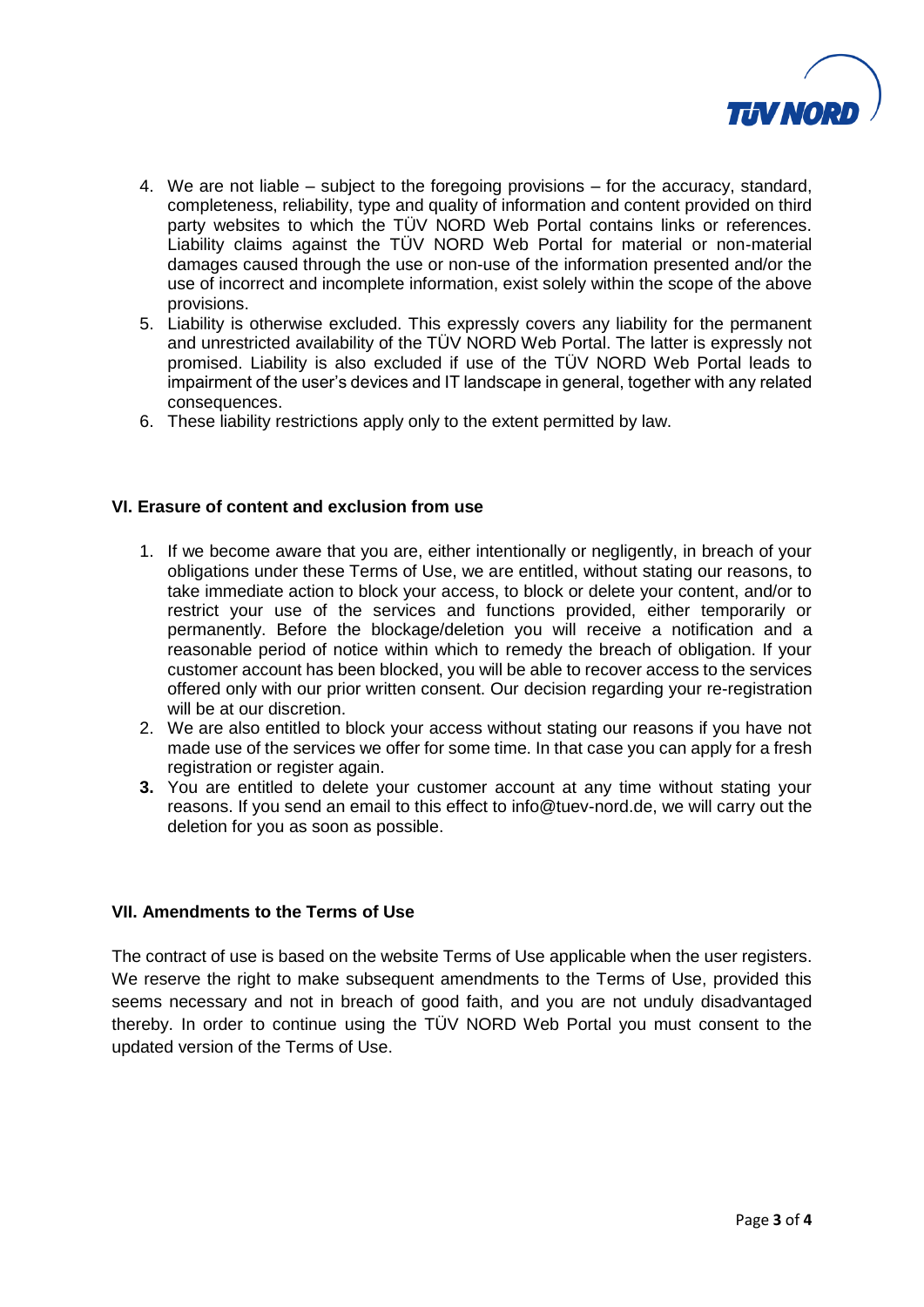4. We are not liable – subject to the foregoing provisions – for the accuracy, standard, completeness, reliability, type and quality of information and content provided on third party websites to which the TÜV NORD Web Portal contains links or references. Liability claims against the TÜV NORD Web Portal for material or non-material damages caused through the use or non-use of the information presented and/or the use of incorrect and incomplete information, exist solely within the scope of the above provisions.
5. Liability is otherwise excluded. This expressly covers any liability for the permanent and unrestricted availability of the TÜV NORD Web Portal. The latter is expressly not promised. Liability is also excluded if use of the TÜV NORD Web Portal leads to impairment of the user's devices and IT landscape in general, together with any related consequences.
6. These liability restrictions apply only to the extent permitted by law.

### VI. Erasure of content and exclusion from use

1. If we become aware that you are, either intentionally or negligently, in breach of your obligations under these Terms of Use, we are entitled, without stating our reasons, to take immediate action to block your access, to block or delete your content, and/or to restrict your use of the services and functions provided, either temporarily or permanently. Before the blockage/deletion you will receive a notification and a reasonable period of notice within which to remedy the breach of obligation. If your customer account has been blocked, you will be able to recover access to the services offered only with our prior written consent. Our decision regarding your re-registration will be at our discretion.
2. We are also entitled to block your access without stating our reasons if you have not made use of the services we offer for some time. In that case you can apply for a fresh registration or register again.
3. You are entitled to delete your customer account at any time without stating your reasons. If you send an email to this effect to info@tuev-nord.de, we will carry out the deletion for you as soon as possible.

### VII. Amendments to the Terms of Use

The contract of use is based on the website Terms of Use applicable when the user registers. We reserve the right to make subsequent amendments to the Terms of Use, provided this seems necessary and not in breach of good faith, and you are not unduly disadvantaged thereby. In order to continue using the TÜV NORD Web Portal you must consent to the updated version of the Terms of Use.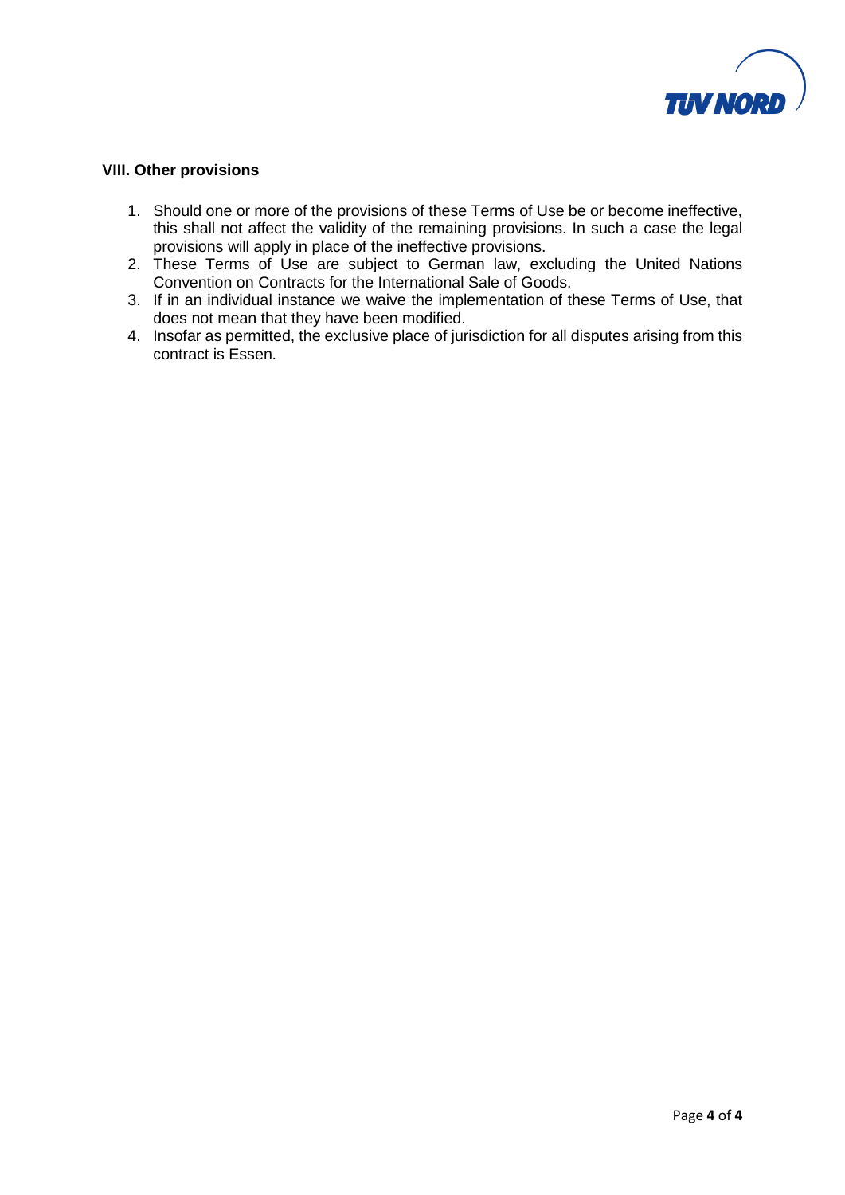### VIII. Other provisions

1. Should one or more of the provisions of these Terms of Use be or become ineffective, this shall not affect the validity of the remaining provisions. In such a case the legal provisions will apply in place of the ineffective provisions.
2. These Terms of Use are subject to German law, excluding the United Nations Convention on Contracts for the International Sale of Goods.
3. If in an individual instance we waive the implementation of these Terms of Use, that does not mean that they have been modified.
4. Insofar as permitted, the exclusive place of jurisdiction for all disputes arising from this contract is Essen.